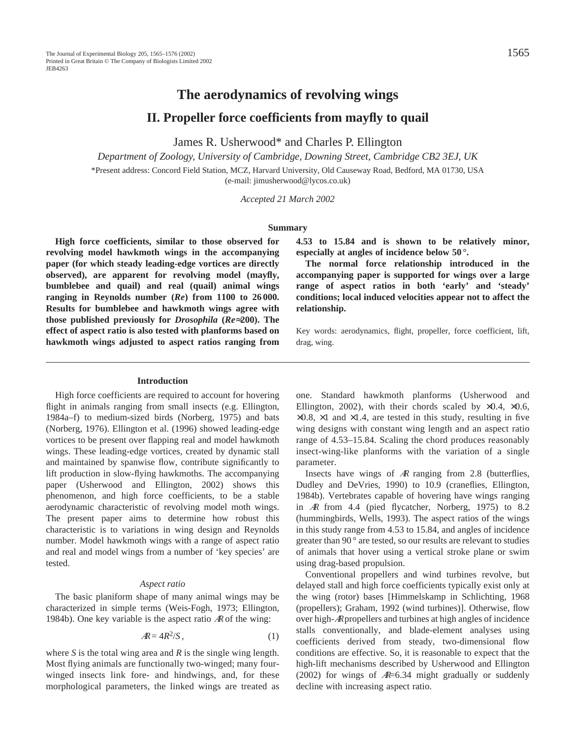# The aerodynamics of revolving wings

## II. Propeller force coefficients from mayfly to quail

James R. Usherwood* and Charles P. Ellington

*Department of Zoology, University of Cambridge, Downing Street, Cambridge CB2 3EJ, UK*

*Present address: Concord Field Station, MCZ, Harvard University, Old Causeway Road, Bedford, MA 01730, USA (e-mail: jimusherwood@lycos.co.uk)

*Accepted 21 March 2002*

### Summary

**High force coefficients, similar to those observed for revolving model hawkmoth wings in the accompanying paper (for which steady leading-edge vortices are directly observed), are apparent for revolving model (mayfly, bumblebee and quail) and real (quail) animal wings ranging in Reynolds number (*Re*) from 1100 to 26 000. Results for bumblebee and hawkmoth wings agree with those published previously for *Drosophila* (*Re*≈200). The effect of aspect ratio is also tested with planforms based on hawkmoth wings adjusted to aspect ratios ranging from 4.53 to 15.84 and is shown to be relatively minor, especially at angles of incidence below 50°.**

**The normal force relationship introduced in the accompanying paper is supported for wings over a large range of aspect ratios in both 'early' and 'steady' conditions; local induced velocities appear not to affect the relationship.**

Key words: aerodynamics, flight, propeller, force coefficient, lift, drag, wing.

### Introduction

High force coefficients are required to account for hovering flight in animals ranging from small insects (e.g. Ellington, 1984a–f) to medium-sized birds (Norberg, 1975) and bats (Norberg, 1976). Ellington et al. (1996) showed leading-edge vortices to be present over flapping real and model hawkmoth wings. These leading-edge vortices, created by dynamic stall and maintained by spanwise flow, contribute significantly to lift production in slow-flying hawkmoths. The accompanying paper (Usherwood and Ellington, 2002) shows this phenomenon, and high force coefficients, to be a stable aerodynamic characteristic of revolving model moth wings. The present paper aims to determine how robust this characteristic is to variations in wing design and Reynolds number. Model hawkmoth wings with a range of aspect ratio and real and model wings from a number of 'key species' are tested.

#### *Aspect ratio*

The basic planiform shape of many animal wings may be characterized in simple terms (Weis-Fogh, 1973; Ellington, 1984b). One key variable is the aspect ratio $\mathcal{R}$ of the wing:

$$\mathcal{R} = 4R^2/S\,, \tag{1}$$

where $S$ is the total wing area and $R$ is the single wing length. Most flying animals are functionally two-winged; many four-winged insects link fore- and hindwings, and, for these morphological parameters, the linked wings are treated as one. Standard hawkmoth planforms (Usherwood and Ellington, 2002), with their chords scaled by ×0.4, ×0.6, ×0.8, ×1 and ×1.4, are tested in this study, resulting in five wing designs with constant wing length and an aspect ratio range of 4.53–15.84. Scaling the chord produces reasonably insect-wing-like planforms with the variation of a single parameter.

Insects have wings of $\mathcal{R}$ ranging from 2.8 (butterflies, Dudley and DeVries, 1990) to 10.9 (craneflies, Ellington, 1984b). Vertebrates capable of hovering have wings ranging in $\mathcal{R}$ from 4.4 (pied flycatcher, Norberg, 1975) to 8.2 (hummingbirds, Wells, 1993). The aspect ratios of the wings in this study range from 4.53 to 15.84, and angles of incidence greater than 90° are tested, so our results are relevant to studies of animals that hover using a vertical stroke plane or swim using drag-based propulsion.

Conventional propellers and wind turbines revolve, but delayed stall and high force coefficients typically exist only at the wing (rotor) bases [Himmelskamp in Schlichting, 1968 (propellers); Graham, 1992 (wind turbines)]. Otherwise, flow over high-$\mathcal{R}$ propellers and turbines at high angles of incidence stalls conventionally, and blade-element analyses using coefficients derived from steady, two-dimensional flow conditions are effective. So, it is reasonable to expect that the high-lift mechanisms described by Usherwood and Ellington (2002) for wings of $\mathcal{R}$=6.34 might gradually or suddenly decline with increasing aspect ratio.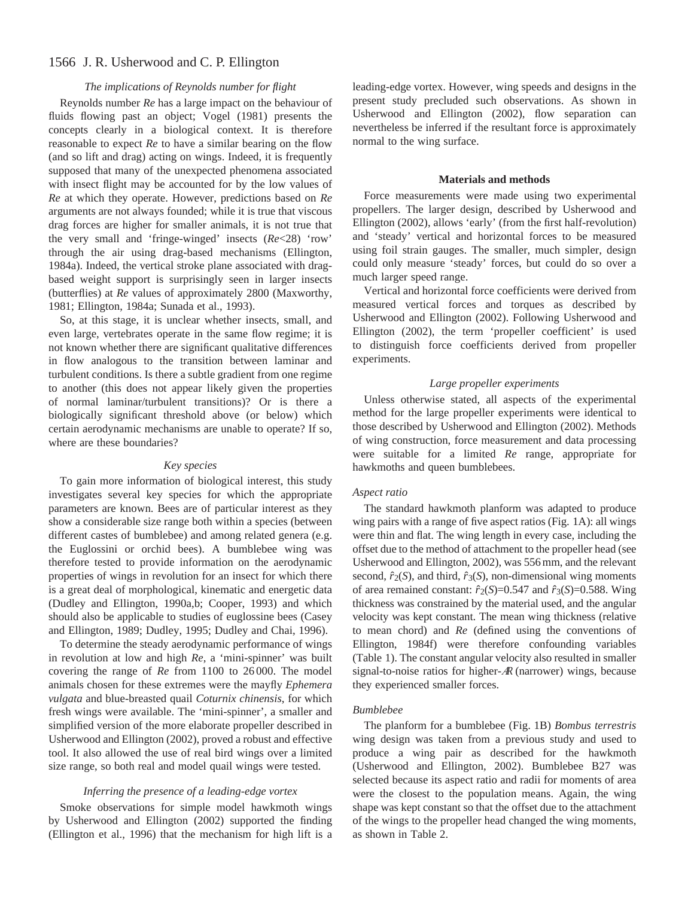### The implications of Reynolds number for flight

Reynolds number *Re* has a large impact on the behaviour of fluids flowing past an object; Vogel (1981) presents the concepts clearly in a biological context. It is therefore reasonable to expect *Re* to have a similar bearing on the flow (and so lift and drag) acting on wings. Indeed, it is frequently supposed that many of the unexpected phenomena associated with insect flight may be accounted for by the low values of *Re* at which they operate. However, predictions based on *Re* arguments are not always founded; while it is true that viscous drag forces are higher for smaller animals, it is not true that the very small and 'fringe-winged' insects ($Re<28$) 'row' through the air using drag-based mechanisms (Ellington, 1984a). Indeed, the vertical stroke plane associated with drag-based weight support is surprisingly seen in larger insects (butterflies) at *Re* values of approximately 2800 (Maxworthy, 1981; Ellington, 1984a; Sunada et al., 1993).

So, at this stage, it is unclear whether insects, small, and even large, vertebrates operate in the same flow regime; it is not known whether there are significant qualitative differences in flow analogous to the transition between laminar and turbulent conditions. Is there a subtle gradient from one regime to another (this does not appear likely given the properties of normal laminar/turbulent transitions)? Or is there a biologically significant threshold above (or below) which certain aerodynamic mechanisms are unable to operate? If so, where are these boundaries?

### Key species

To gain more information of biological interest, this study investigates several key species for which the appropriate parameters are known. Bees are of particular interest as they show a considerable size range both within a species (between different castes of bumblebee) and among related genera (e.g. the Euglossini or orchid bees). A bumblebee wing was therefore tested to provide information on the aerodynamic properties of wings in revolution for an insect for which there is a great deal of morphological, kinematic and energetic data (Dudley and Ellington, 1990a,b; Cooper, 1993) and which should also be applicable to studies of euglossine bees (Casey and Ellington, 1989; Dudley, 1995; Dudley and Chai, 1996).

To determine the steady aerodynamic performance of wings in revolution at low and high *Re*, a 'mini-spinner' was built covering the range of *Re* from 1100 to 26 000. The model animals chosen for these extremes were the mayfly *Ephemera vulgata* and blue-breasted quail *Coturnix chinensis*, for which fresh wings were available. The 'mini-spinner', a smaller and simplified version of the more elaborate propeller described in Usherwood and Ellington (2002), proved a robust and effective tool. It also allowed the use of real bird wings over a limited size range, so both real and model quail wings were tested.

### Inferring the presence of a leading-edge vortex

Smoke observations for simple model hawkmoth wings by Usherwood and Ellington (2002) supported the finding (Ellington et al., 1996) that the mechanism for high lift is a leading-edge vortex. However, wing speeds and designs in the present study precluded such observations. As shown in Usherwood and Ellington (2002), flow separation can nevertheless be inferred if the resultant force is approximately normal to the wing surface.

## Materials and methods

Force measurements were made using two experimental propellers. The larger design, described by Usherwood and Ellington (2002), allows 'early' (from the first half-revolution) and 'steady' vertical and horizontal forces to be measured using foil strain gauges. The smaller, much simpler, design could only measure 'steady' forces, but could do so over a much larger speed range.

Vertical and horizontal force coefficients were derived from measured vertical forces and torques as described by Usherwood and Ellington (2002). Following Usherwood and Ellington (2002), the term 'propeller coefficient' is used to distinguish force coefficients derived from propeller experiments.

### Large propeller experiments

Unless otherwise stated, all aspects of the experimental method for the large propeller experiments were identical to those described by Usherwood and Ellington (2002). Methods of wing construction, force measurement and data processing were suitable for a limited *Re* range, appropriate for hawkmoths and queen bumblebees.

#### Aspect ratio

The standard hawkmoth planform was adapted to produce wing pairs with a range of five aspect ratios (Fig. 1A): all wings were thin and flat. The wing length in every case, including the offset due to the method of attachment to the propeller head (see Usherwood and Ellington, 2002), was 556 mm, and the relevant second, $\hat{r}_2(S)$, and third, $\hat{r}_3(S)$, non-dimensional wing moments of area remained constant: $\hat{r}_2(S)=0.547$ and $\hat{r}_3(S)=0.588$. Wing thickness was constrained by the material used, and the angular velocity was kept constant. The mean wing thickness (relative to mean chord) and *Re* (defined using the conventions of Ellington, 1984f) were therefore confounding variables (Table 1). The constant angular velocity also resulted in smaller signal-to-noise ratios for higher-$\mathcal{R}$ (narrower) wings, because they experienced smaller forces.

#### Bumblebee

The planform for a bumblebee (Fig. 1B) *Bombus terrestris* wing design was taken from a previous study and used to produce a wing pair as described for the hawkmoth (Usherwood and Ellington, 2002). Bumblebee B27 was selected because its aspect ratio and radii for moments of area were the closest to the population means. Again, the wing shape was kept constant so that the offset due to the attachment of the wings to the propeller head changed the wing moments, as shown in Table 2.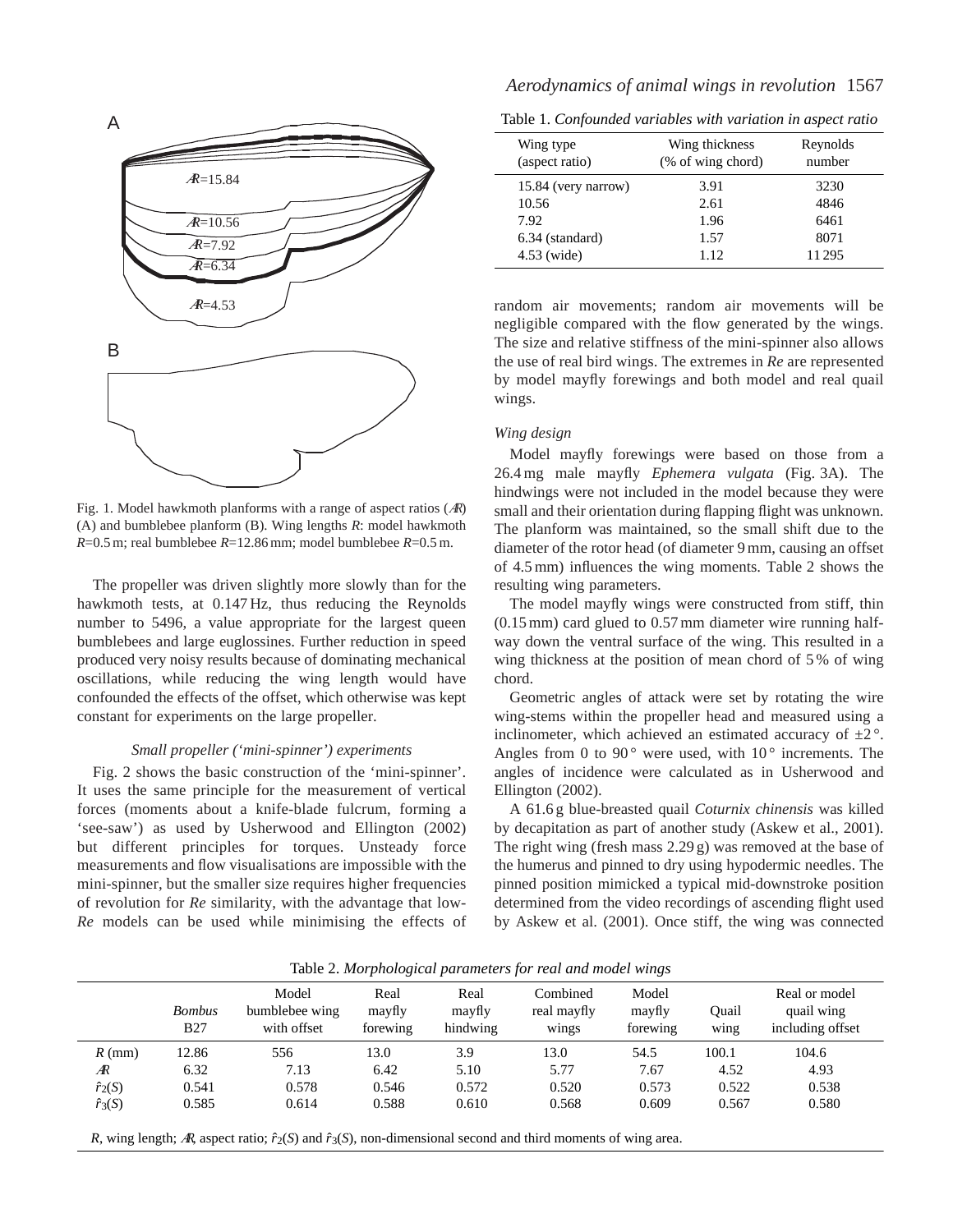Fig. 1. Model hawkmoth planforms with a range of aspect ratios ($\mathcal{R}$) (A) and bumblebee planform (B). Wing lengths $R$: model hawkmoth $R$=0.5 m; real bumblebee $R$=12.86 mm; model bumblebee $R$=0.5 m.

The propeller was driven slightly more slowly than for the hawkmoth tests, at 0.147 Hz, thus reducing the Reynolds number to 5496, a value appropriate for the largest queen bumblebees and large euglossines. Further reduction in speed produced very noisy results because of dominating mechanical oscillations, while reducing the wing length would have confounded the effects of the offset, which otherwise was kept constant for experiments on the large propeller.

### Small propeller ('mini-spinner') experiments

Fig. 2 shows the basic construction of the 'mini-spinner'. It uses the same principle for the measurement of vertical forces (moments about a knife-blade fulcrum, forming a 'see-saw') as used by Usherwood and Ellington (2002) but different principles for torques. Unsteady force measurements and flow visualisations are impossible with the mini-spinner, but the smaller size requires higher frequencies of revolution for *Re* similarity, with the advantage that low-*Re* models can be used while minimising the effects of random air movements; random air movements will be negligible compared with the flow generated by the wings. The size and relative stiffness of the mini-spinner also allows the use of real bird wings. The extremes in *Re* are represented by model mayfly forewings and both model and real quail wings.

Table 1. *Confounded variables with variation in aspect ratio*

| Wing type (aspect ratio) | Wing thickness (% of wing chord) | Reynolds number |
|---|---|---|
| 15.84 (very narrow) | 3.91 | 3230 |
| 10.56 | 2.61 | 4846 |
| 7.92 | 1.96 | 6461 |
| 6.34 (standard) | 1.57 | 8071 |
| 4.53 (wide) | 1.12 | 11 295 |

### Wing design

Model mayfly forewings were based on those from a 26.4 mg male mayfly *Ephemera vulgata* (Fig. 3A). The hindwings were not included in the model because they were small and their orientation during flapping flight was unknown. The planform was maintained, so the small shift due to the diameter of the rotor head (of diameter 9 mm, causing an offset of 4.5 mm) influences the wing moments. Table 2 shows the resulting wing parameters.

The model mayfly wings were constructed from stiff, thin (0.15 mm) card glued to 0.57 mm diameter wire running halfway down the ventral surface of the wing. This resulted in a wing thickness at the position of mean chord of 5 % of wing chord.

Geometric angles of attack were set by rotating the wire wing-stems within the propeller head and measured using a inclinometer, which achieved an estimated accuracy of ±2 °. Angles from 0 to 90 ° were used, with 10 ° increments. The angles of incidence were calculated as in Usherwood and Ellington (2002).

A 61.6 g blue-breasted quail *Coturnix chinensis* was killed by decapitation as part of another study (Askew et al., 2001). The right wing (fresh mass 2.29 g) was removed at the base of the humerus and pinned to dry using hypodermic needles. The pinned position mimicked a typical mid-downstroke position determined from the video recordings of ascending flight used by Askew et al. (2001). Once stiff, the wing was connected

Table 2. *Morphological parameters for real and model wings*

| | *Bombus* B27 | Model bumblebee wing with offset | Real mayfly forewing | Real mayfly hindwing | Combined real mayfly wings | Model mayfly forewing | Quail wing | Real or model quail wing including offset |
|---|---|---|---|---|---|---|---|---|
| $R$ (mm) | 12.86 | 556 | 13.0 | 3.9 | 13.0 | 54.5 | 100.1 | 104.6 |
| $\mathcal{R}$ | 6.32 | 7.13 | 6.42 | 5.10 | 5.77 | 7.67 | 4.52 | 4.93 |
| $\hat{r}_2(S)$ | 0.541 | 0.578 | 0.546 | 0.572 | 0.520 | 0.573 | 0.522 | 0.538 |
| $\hat{r}_3(S)$ | 0.585 | 0.614 | 0.588 | 0.610 | 0.568 | 0.609 | 0.567 | 0.580 |

$R$, wing length; $\mathcal{R}$, aspect ratio; $\hat{r}_2(S)$ and $\hat{r}_3(S)$, non-dimensional second and third moments of wing area.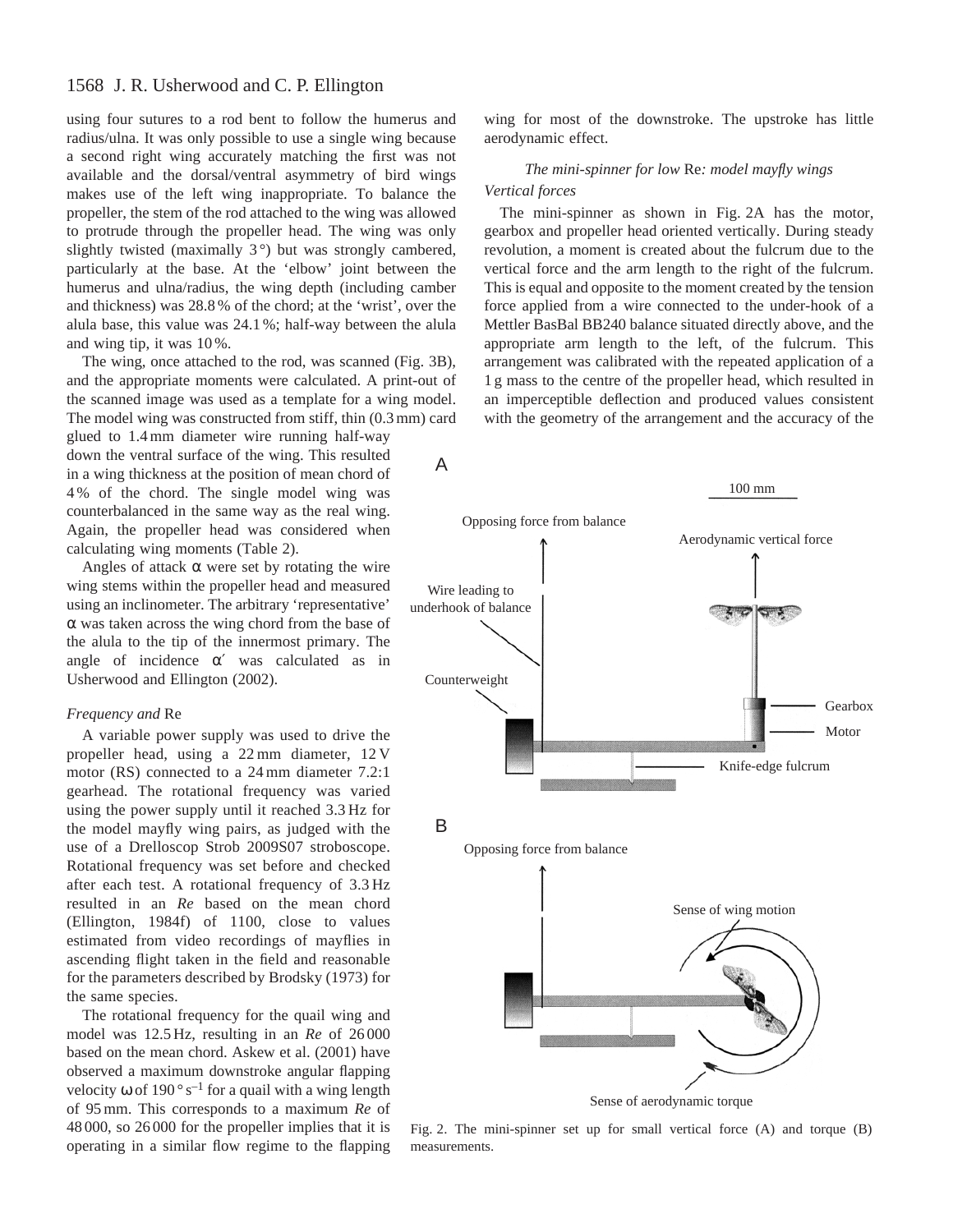using four sutures to a rod bent to follow the humerus and radius/ulna. It was only possible to use a single wing because a second right wing accurately matching the first was not available and the dorsal/ventral asymmetry of bird wings makes use of the left wing inappropriate. To balance the propeller, the stem of the rod attached to the wing was allowed to protrude through the propeller head. The wing was only slightly twisted (maximally 3°) but was strongly cambered, particularly at the base. At the 'elbow' joint between the humerus and ulna/radius, the wing depth (including camber and thickness) was 28.8% of the chord; at the 'wrist', over the alula base, this value was 24.1%; half-way between the alula and wing tip, it was 10%.

The wing, once attached to the rod, was scanned (Fig. 3B), and the appropriate moments were calculated. A print-out of the scanned image was used as a template for a wing model. The model wing was constructed from stiff, thin (0.3 mm) card glued to 1.4 mm diameter wire running half-way down the ventral surface of the wing. This resulted in a wing thickness at the position of mean chord of 4% of the chord. The single model wing was counterbalanced in the same way as the real wing. Again, the propeller head was considered when calculating wing moments (Table 2).

Angles of attack $\alpha$ were set by rotating the wire wing stems within the propeller head and measured using an inclinometer. The arbitrary 'representative' $\alpha$ was taken across the wing chord from the base of the alula to the tip of the innermost primary. The angle of incidence $\alpha'$ was calculated as in Usherwood and Ellington (2002).

#### *Frequency and* Re

A variable power supply was used to drive the propeller head, using a 22 mm diameter, 12 V motor (RS) connected to a 24 mm diameter 7.2:1 gearhead. The rotational frequency was varied using the power supply until it reached 3.3 Hz for the model mayfly wing pairs, as judged with the use of a Drelloscop Strob 2009S07 stroboscope. Rotational frequency was set before and checked after each test. A rotational frequency of 3.3 Hz resulted in an *Re* based on the mean chord (Ellington, 1984f) of 1100, close to values estimated from video recordings of mayflies in ascending flight taken in the field and reasonable for the parameters described by Brodsky (1973) for the same species.

The rotational frequency for the quail wing and model was 12.5 Hz, resulting in an *Re* of 26 000 based on the mean chord. Askew et al. (2001) have observed a maximum downstroke angular flapping velocity $\omega$ of 190° s$^{-1}$ for a quail with a wing length of 95 mm. This corresponds to a maximum *Re* of 48 000, so 26 000 for the propeller implies that it is operating in a similar flow regime to the flapping wing for most of the downstroke. The upstroke has little aerodynamic effect.

### *The mini-spinner for low* Re*: model mayfly wings*

#### *Vertical forces*

The mini-spinner as shown in Fig. 2A has the motor, gearbox and propeller head oriented vertically. During steady revolution, a moment is created about the fulcrum due to the vertical force and the arm length to the right of the fulcrum. This is equal and opposite to the moment created by the tension force applied from a wire connected to the under-hook of a Mettler BasBal BB240 balance situated directly above, and the appropriate arm length to the left, of the fulcrum. This arrangement was calibrated with the repeated application of a 1 g mass to the centre of the propeller head, which resulted in an imperceptible deflection and produced values consistent with the geometry of the arrangement and the accuracy of the

Fig. 2. The mini-spinner set up for small vertical force (A) and torque (B) measurements.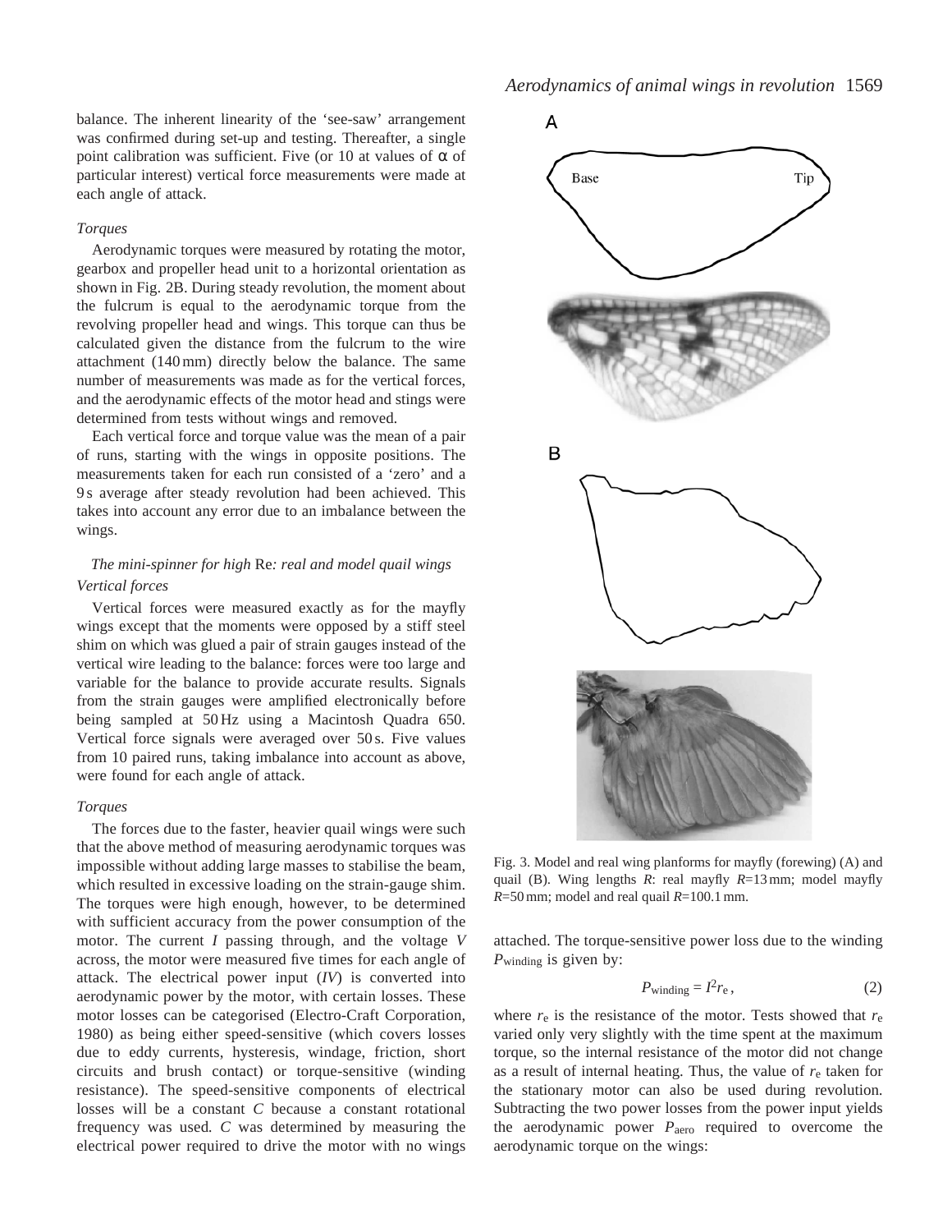balance. The inherent linearity of the 'see-saw' arrangement was confirmed during set-up and testing. Thereafter, a single point calibration was sufficient. Five (or 10 at values of α of particular interest) vertical force measurements were made at each angle of attack.

*Torques*

Aerodynamic torques were measured by rotating the motor, gearbox and propeller head unit to a horizontal orientation as shown in Fig. 2B. During steady revolution, the moment about the fulcrum is equal to the aerodynamic torque from the revolving propeller head and wings. This torque can thus be calculated given the distance from the fulcrum to the wire attachment (140 mm) directly below the balance. The same number of measurements was made as for the vertical forces, and the aerodynamic effects of the motor head and stings were determined from tests without wings and removed.

Each vertical force and torque value was the mean of a pair of runs, starting with the wings in opposite positions. The measurements taken for each run consisted of a 'zero' and a 9 s average after steady revolution had been achieved. This takes into account any error due to an imbalance between the wings.

### *The mini-spinner for high* Re*: real and model quail wings*

*Vertical forces*

Vertical forces were measured exactly as for the mayfly wings except that the moments were opposed by a stiff steel shim on which was glued a pair of strain gauges instead of the vertical wire leading to the balance: forces were too large and variable for the balance to provide accurate results. Signals from the strain gauges were amplified electronically before being sampled at 50 Hz using a Macintosh Quadra 650. Vertical force signals were averaged over 50 s. Five values from 10 paired runs, taking imbalance into account as above, were found for each angle of attack.

*Torques*

The forces due to the faster, heavier quail wings were such that the above method of measuring aerodynamic torques was impossible without adding large masses to stabilise the beam, which resulted in excessive loading on the strain-gauge shim. The torques were high enough, however, to be determined with sufficient accuracy from the power consumption of the motor. The current $I$ passing through, and the voltage $V$ across, the motor were measured five times for each angle of attack. The electrical power input ($IV$) is converted into aerodynamic power by the motor, with certain losses. These motor losses can be categorised (Electro-Craft Corporation, 1980) as being either speed-sensitive (which covers losses due to eddy currents, hysteresis, windage, friction, short circuits and brush contact) or torque-sensitive (winding resistance). The speed-sensitive components of electrical losses will be a constant $C$ because a constant rotational frequency was used. $C$ was determined by measuring the electrical power required to drive the motor with no wings attached. The torque-sensitive power loss due to the winding $P_{\text{winding}}$ is given by:

$$P_{\text{winding}} = I^2 r_e\,, \qquad (2)$$

where $r_e$ is the resistance of the motor. Tests showed that $r_e$ varied only very slightly with the time spent at the maximum torque, so the internal resistance of the motor did not change as a result of internal heating. Thus, the value of $r_e$ taken for the stationary motor can also be used during revolution. Subtracting the two power losses from the power input yields the aerodynamic power $P_{\text{aero}}$ required to overcome the aerodynamic torque on the wings:

Fig. 3. Model and real wing planforms for mayfly (forewing) (A) and quail (B). Wing lengths $R$: real mayfly $R$=13 mm; model mayfly $R$=50 mm; model and real quail $R$=100.1 mm.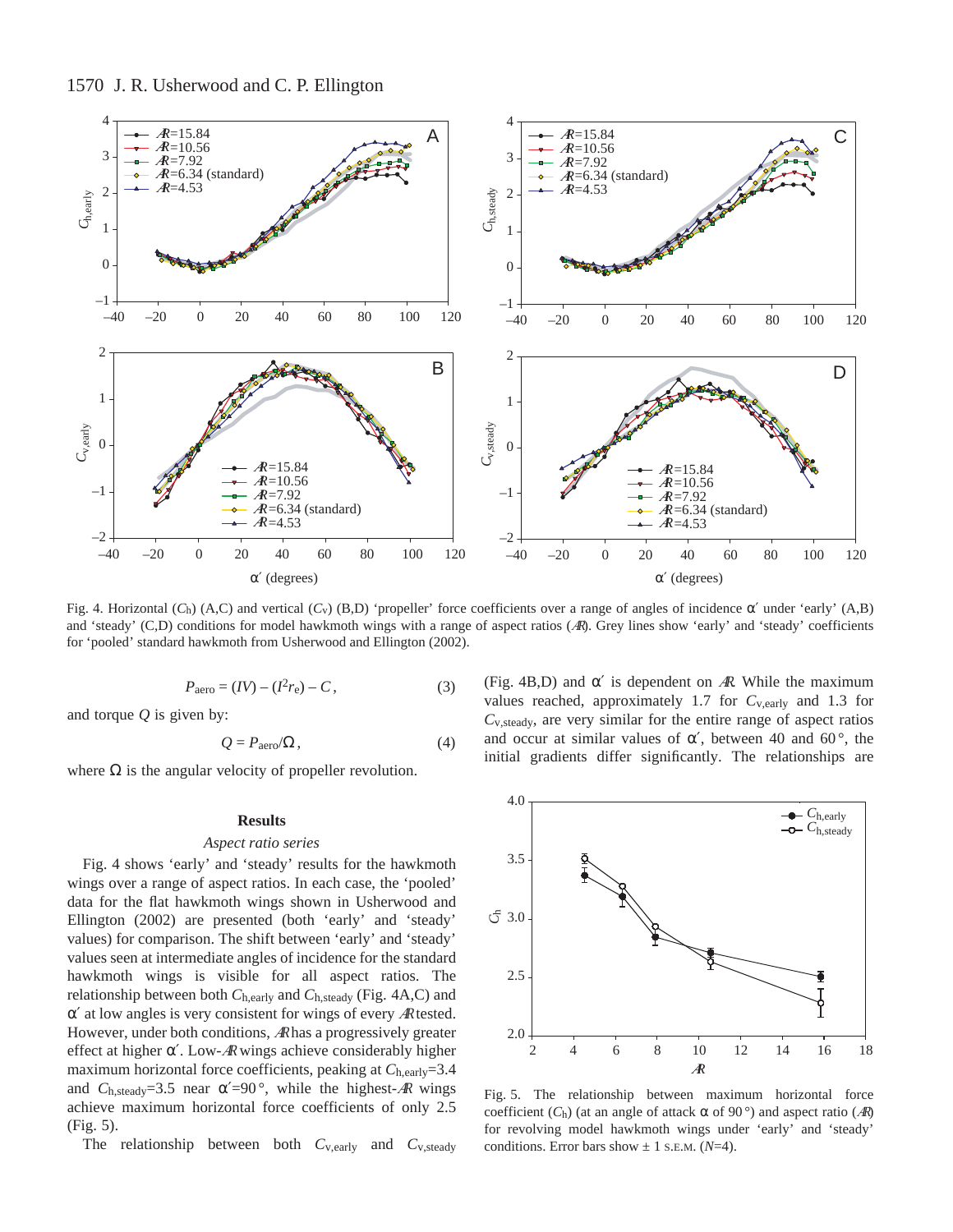Fig. 4. Horizontal ($C_h$) (A,C) and vertical ($C_v$) (B,D) 'propeller' force coefficients over a range of angles of incidence $\alpha'$ under 'early' (A,B) and 'steady' (C,D) conditions for model hawkmoth wings with a range of aspect ratios ($\mathcal{R}$). Grey lines show 'early' and 'steady' coefficients for 'pooled' standard hawkmoth from Usherwood and Ellington (2002).

$$P_{aero} = (IV) - (I^2 r_e) - C\,, \tag{3}$$

and torque $Q$ is given by:

$$Q = P_{aero}/\Omega\,, \tag{4}$$

where $\Omega$ is the angular velocity of propeller revolution.

## Results

### *Aspect ratio series*

Fig. 4 shows 'early' and 'steady' results for the hawkmoth wings over a range of aspect ratios. In each case, the 'pooled' data for the flat hawkmoth wings shown in Usherwood and Ellington (2002) are presented (both 'early' and 'steady' values) for comparison. The shift between 'early' and 'steady' values seen at intermediate angles of incidence for the standard hawkmoth wings is visible for all aspect ratios. The relationship between both $C_{h,early}$ and $C_{h,steady}$ (Fig. 4A,C) and $\alpha'$ at low angles is very consistent for wings of every $\mathcal{R}$ tested. However, under both conditions, $\mathcal{R}$ has a progressively greater effect at higher $\alpha'$. Low-$\mathcal{R}$ wings achieve considerably higher maximum horizontal force coefficients, peaking at $C_{h,early}$=3.4 and $C_{h,steady}$=3.5 near $\alpha'$=90°, while the highest-$\mathcal{R}$ wings achieve maximum horizontal force coefficients of only 2.5 (Fig. 5).

The relationship between both $C_{v,early}$ and $C_{v,steady}$ (Fig. 4B,D) and $\alpha'$ is dependent on $\mathcal{R}$. While the maximum values reached, approximately 1.7 for $C_{v,early}$ and 1.3 for $C_{v,steady}$, are very similar for the entire range of aspect ratios and occur at similar values of $\alpha'$, between 40 and 60°, the initial gradients differ significantly. The relationships are

Fig. 5. The relationship between maximum horizontal force coefficient ($C_h$) (at an angle of attack $\alpha$ of 90°) and aspect ratio ($\mathcal{R}$) for revolving model hawkmoth wings under 'early' and 'steady' conditions. Error bars show ± 1 S.E.M. ($N$=4).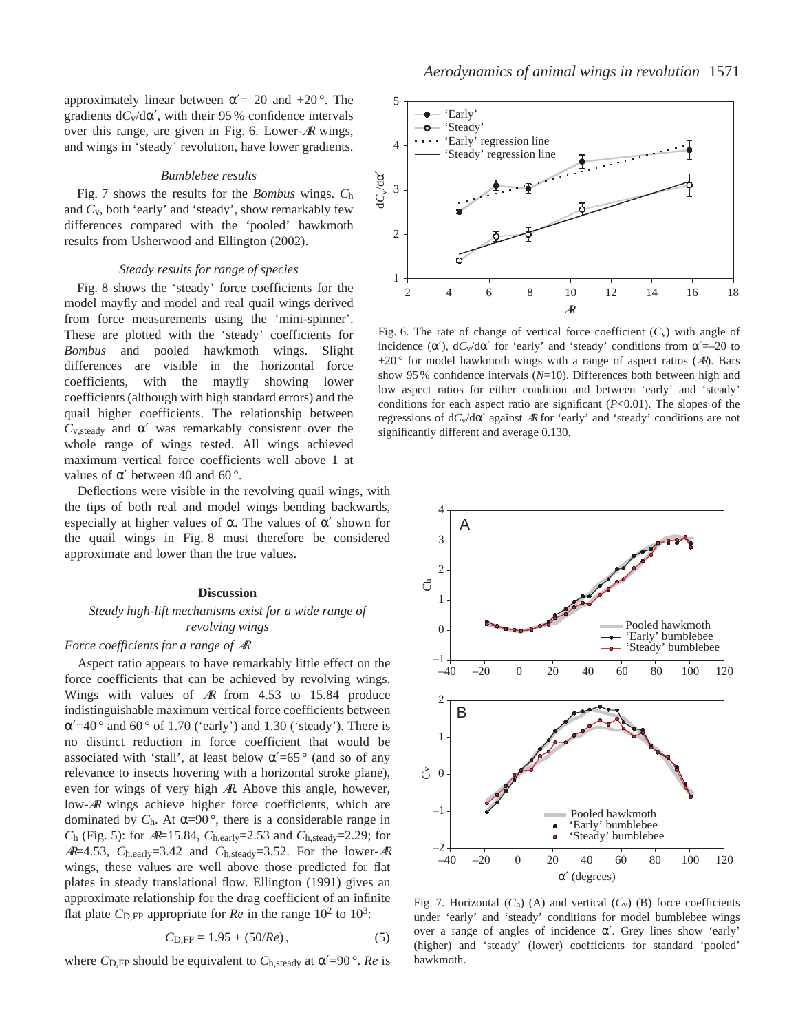approximately linear between $\alpha'$=–20 and +20°. The gradients $dC_v/d\alpha'$, with their 95% confidence intervals over this range, are given in Fig. 6. Lower-*AR* wings, and wings in 'steady' revolution, have lower gradients.

### *Bumblebee results*

Fig. 7 shows the results for the *Bombus* wings. $C_h$ and $C_v$, both 'early' and 'steady', show remarkably few differences compared with the 'pooled' hawkmoth results from Usherwood and Ellington (2002).

### *Steady results for range of species*

Fig. 8 shows the 'steady' force coefficients for the model mayfly and model and real quail wings derived from force measurements using the 'mini-spinner'. These are plotted with the 'steady' coefficients for *Bombus* and pooled hawkmoth wings. Slight differences are visible in the horizontal force coefficients, with the mayfly showing lower coefficients (although with high standard errors) and the quail higher coefficients. The relationship between $C_{v,steady}$ and $\alpha'$ was remarkably consistent over the whole range of wings tested. All wings achieved maximum vertical force coefficients well above 1 at values of $\alpha'$ between 40 and 60°.

Deflections were visible in the revolving quail wings, with the tips of both real and model wings bending backwards, especially at higher values of $\alpha$. The values of $\alpha'$ shown for the quail wings in Fig. 8 must therefore be considered approximate and lower than the true values.

Fig. 6. The rate of change of vertical force coefficient ($C_v$) with angle of incidence ($\alpha'$), $dC_v/d\alpha'$ for 'early' and 'steady' conditions from $\alpha'$=–20 to +20° for model hawkmoth wings with a range of aspect ratios (*AR*). Bars show 95% confidence intervals (*N*=10). Differences both between high and low aspect ratios for either condition and between 'early' and 'steady' conditions for each aspect ratio are significant (*P*<0.01). The slopes of the regressions of $dC_v/d\alpha'$ against *AR* for 'early' and 'steady' conditions are not significantly different and average 0.130.

## Discussion

### *Steady high-lift mechanisms exist for a wide range of revolving wings*

#### *Force coefficients for a range of AR*

Aspect ratio appears to have remarkably little effect on the force coefficients that can be achieved by revolving wings. Wings with values of *AR* from 4.53 to 15.84 produce indistinguishable maximum vertical force coefficients between $\alpha'$=40° and 60° of 1.70 ('early') and 1.30 ('steady'). There is no distinct reduction in force coefficient that would be associated with 'stall', at least below $\alpha'$=65° (and so of any relevance to insects hovering with a horizontal stroke plane), even for wings of very high *AR*. Above this angle, however, low-*AR* wings achieve higher force coefficients, which are dominated by $C_h$. At $\alpha$=90°, there is a considerable range in $C_h$ (Fig. 5): for *AR*=15.84, $C_{h,early}$=2.53 and $C_{h,steady}$=2.29; for *AR*=4.53, $C_{h,early}$=3.42 and $C_{h,steady}$=3.52. For the lower-*AR* wings, these values are well above those predicted for flat plates in steady translational flow. Ellington (1991) gives an approximate relationship for the drag coefficient of an infinite flat plate $C_{D,FP}$ appropriate for *Re* in the range $10^2$ to $10^3$:

$$C_{D,FP} = 1.95 + (50/Re)\,, \qquad (5)$$

where $C_{D,FP}$ should be equivalent to $C_{h,steady}$ at $\alpha'$=90°. *Re* is

Fig. 7. Horizontal ($C_h$) (A) and vertical ($C_v$) (B) force coefficients under 'early' and 'steady' conditions for model bumblebee wings over a range of angles of incidence $\alpha'$. Grey lines show 'early' (higher) and 'steady' (lower) coefficients for standard 'pooled' hawkmoth.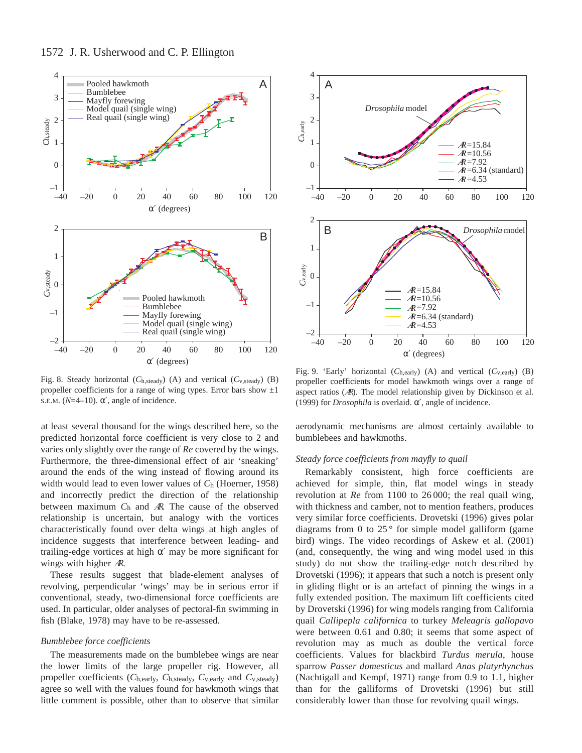Fig. 8. Steady horizontal ($C_{h,steady}$) (A) and vertical ($C_{v,steady}$) (B) propeller coefficients for a range of wing types. Error bars show ±1 S.E.M. ($N$=4–10). α′, angle of incidence.

Fig. 9. 'Early' horizontal ($C_{h,early}$) (A) and vertical ($C_{v,early}$) (B) propeller coefficients for model hawkmoth wings over a range of aspect ratios ($\mathcal{R}$). The model relationship given by Dickinson et al. (1999) for *Drosophila* is overlaid. α′, angle of incidence.

at least several thousand for the wings described here, so the predicted horizontal force coefficient is very close to 2 and varies only slightly over the range of $Re$ covered by the wings. Furthermore, the three-dimensional effect of air 'sneaking' around the ends of the wing instead of flowing around its width would lead to even lower values of $C_h$ (Hoerner, 1958) and incorrectly predict the direction of the relationship between maximum $C_h$ and $\mathcal{R}$. The cause of the observed relationship is uncertain, but analogy with the vortices characteristically found over delta wings at high angles of incidence suggests that interference between leading- and trailing-edge vortices at high α′ may be more significant for wings with higher $\mathcal{R}$.

These results suggest that blade-element analyses of revolving, perpendicular 'wings' may be in serious error if conventional, steady, two-dimensional force coefficients are used. In particular, older analyses of pectoral-fin swimming in fish (Blake, 1978) may have to be re-assessed.

### *Bumblebee force coefficients*

The measurements made on the bumblebee wings are near the lower limits of the large propeller rig. However, all propeller coefficients ($C_{h,early}$, $C_{h,steady}$, $C_{v,early}$ and $C_{v,steady}$) agree so well with the values found for hawkmoth wings that little comment is possible, other than to observe that similar aerodynamic mechanisms are almost certainly available to bumblebees and hawkmoths.

### *Steady force coefficients from mayfly to quail*

Remarkably consistent, high force coefficients are achieved for simple, thin, flat model wings in steady revolution at $Re$ from 1100 to 26 000; the real quail wing, with thickness and camber, not to mention feathers, produces very similar force coefficients. Drovetski (1996) gives polar diagrams from 0 to 25 ° for simple model galliform (game bird) wings. The video recordings of Askew et al. (2001) (and, consequently, the wing and wing model used in this study) do not show the trailing-edge notch described by Drovetski (1996); it appears that such a notch is present only in gliding flight or is an artefact of pinning the wings in a fully extended position. The maximum lift coefficients cited by Drovetski (1996) for wing models ranging from California quail *Callipepla californica* to turkey *Meleagris gallopavo* were between 0.61 and 0.80; it seems that some aspect of revolution may as much as double the vertical force coefficients. Values for blackbird *Turdus merula*, house sparrow *Passer domesticus* and mallard *Anas platyrhynchus* (Nachtigall and Kempf, 1971) range from 0.9 to 1.1, higher than for the galliforms of Drovetski (1996) but still considerably lower than those for revolving quail wings.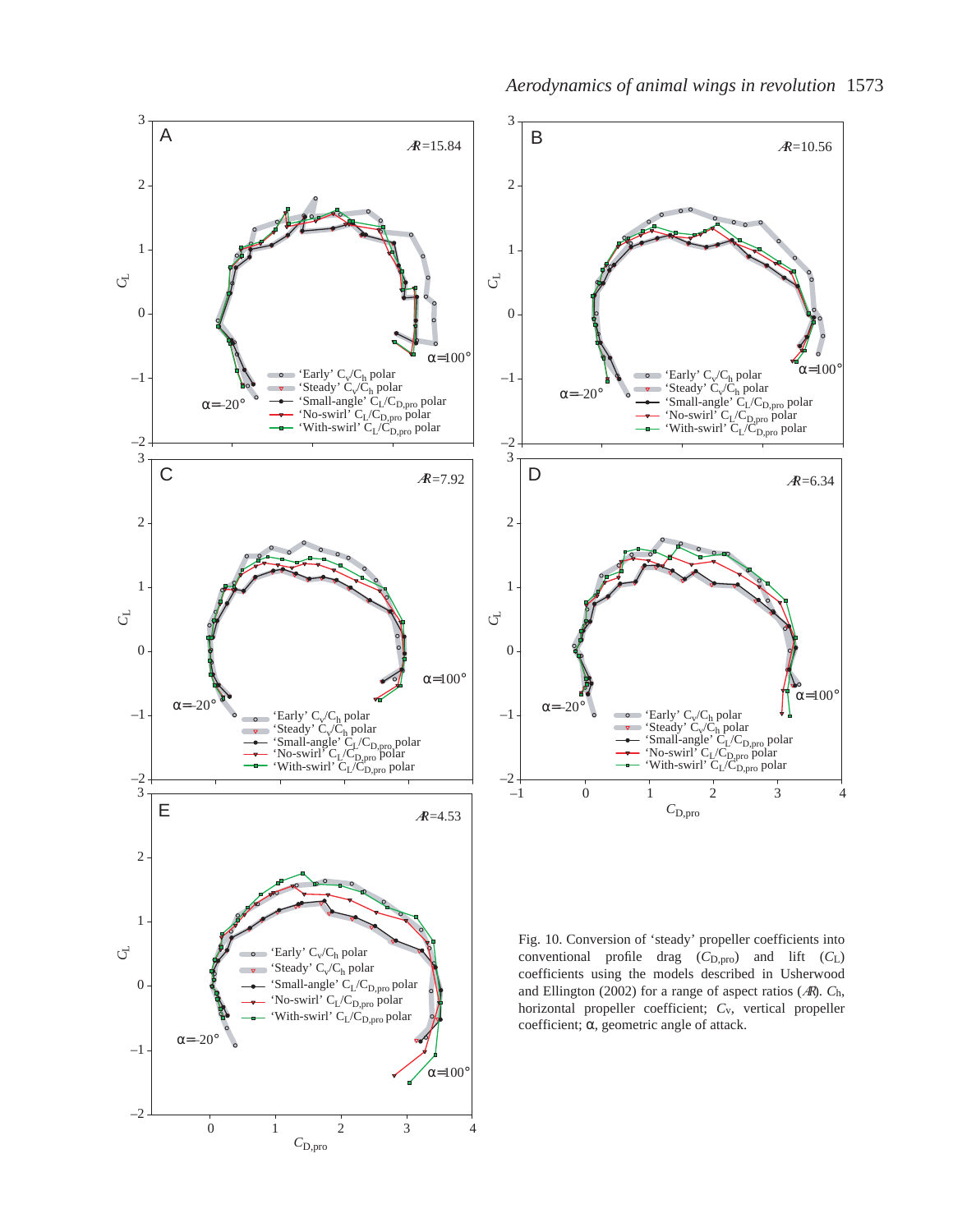Fig. 10. Conversion of 'steady' propeller coefficients into conventional profile drag ($C_{D,pro}$) and lift ($C_L$) coefficients using the models described in Usherwood and Ellington (2002) for a range of aspect ratios (*Æ*). $C_h$, horizontal propeller coefficient; $C_v$, vertical propeller coefficient; α, geometric angle of attack.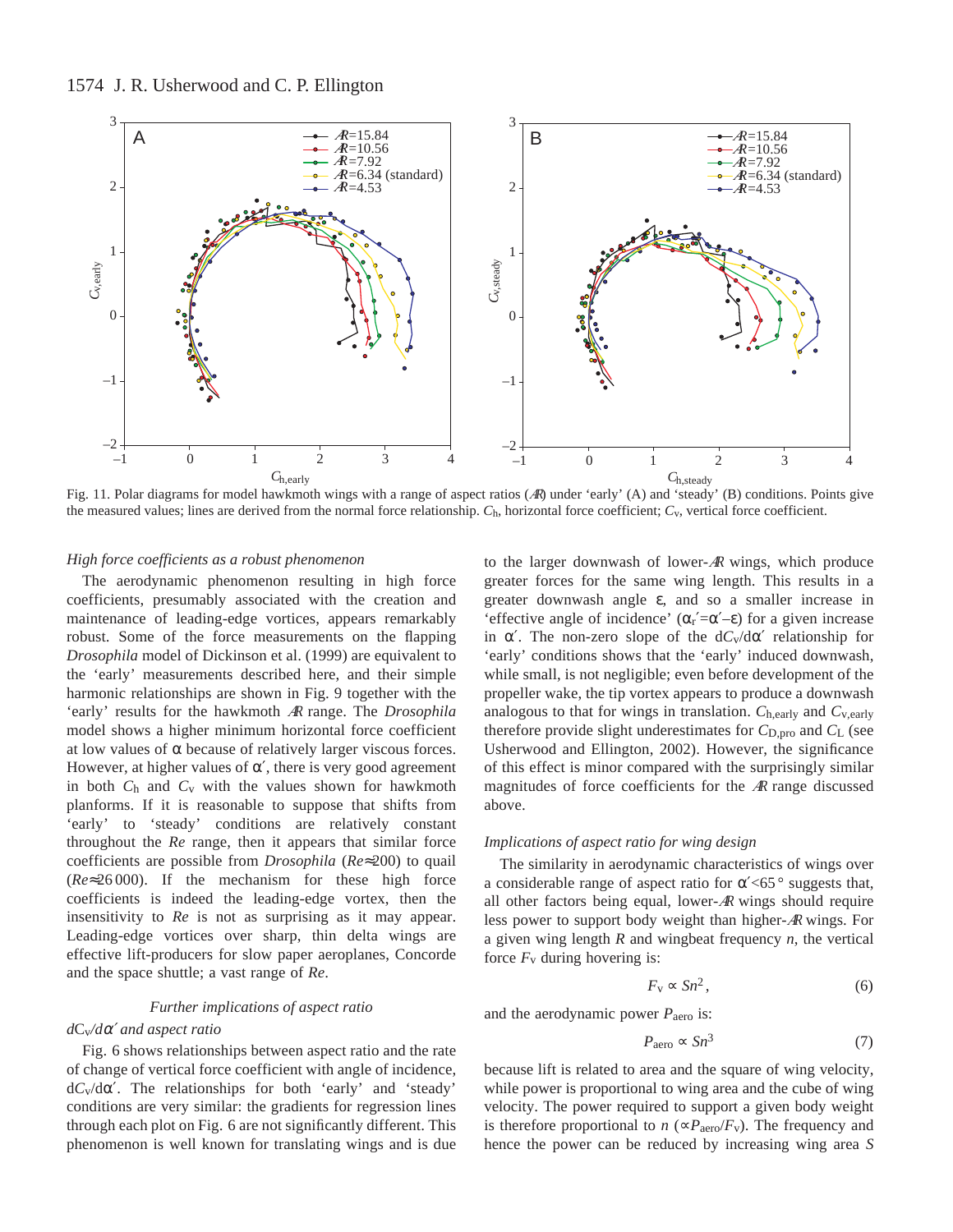Fig. 11. Polar diagrams for model hawkmoth wings with a range of aspect ratios ($\mathcal{R}$) under 'early' (A) and 'steady' (B) conditions. Points give the measured values; lines are derived from the normal force relationship. $C_h$, horizontal force coefficient; $C_v$, vertical force coefficient.

### *High force coefficients as a robust phenomenon*

The aerodynamic phenomenon resulting in high force coefficients, presumably associated with the creation and maintenance of leading-edge vortices, appears remarkably robust. Some of the force measurements on the flapping *Drosophila* model of Dickinson et al. (1999) are equivalent to the 'early' measurements described here, and their simple harmonic relationships are shown in Fig. 9 together with the 'early' results for the hawkmoth $\mathcal{R}$ range. The *Drosophila* model shows a higher minimum horizontal force coefficient at low values of α because of relatively larger viscous forces. However, at higher values of α′, there is very good agreement in both $C_h$ and $C_v$ with the values shown for hawkmoth planforms. If it is reasonable to suppose that shifts from 'early' to 'steady' conditions are relatively constant throughout the *Re* range, then it appears that similar force coefficients are possible from *Drosophila* (*Re*≈200) to quail (*Re*≈26 000). If the mechanism for these high force coefficients is indeed the leading-edge vortex, then the insensitivity to *Re* is not as surprising as it may appear. Leading-edge vortices over sharp, thin delta wings are effective lift-producers for slow paper aeroplanes, Concorde and the space shuttle; a vast range of *Re*.

## Further implications of aspect ratio

### *d$C_v$/dα′ and aspect ratio*

Fig. 6 shows relationships between aspect ratio and the rate of change of vertical force coefficient with angle of incidence, d$C_v$/dα′. The relationships for both 'early' and 'steady' conditions are very similar: the gradients for regression lines through each plot on Fig. 6 are not significantly different. This phenomenon is well known for translating wings and is due to the larger downwash of lower-$\mathcal{R}$ wings, which produce greater forces for the same wing length. This results in a greater downwash angle ε, and so a smaller increase in 'effective angle of incidence' ($\alpha_r'=\alpha'-\varepsilon$) for a given increase in α′. The non-zero slope of the d$C_v$/dα′ relationship for 'early' conditions shows that the 'early' induced downwash, while small, is not negligible; even before development of the propeller wake, the tip vortex appears to produce a downwash analogous to that for wings in translation. $C_{h,early}$ and $C_{v,early}$ therefore provide slight underestimates for $C_{D,pro}$ and $C_L$ (see Usherwood and Ellington, 2002). However, the significance of this effect is minor compared with the surprisingly similar magnitudes of force coefficients for the $\mathcal{R}$ range discussed above.

### *Implications of aspect ratio for wing design*

The similarity in aerodynamic characteristics of wings over a considerable range of aspect ratio for α′<65 ° suggests that, all other factors being equal, lower-$\mathcal{R}$ wings should require less power to support body weight than higher-$\mathcal{R}$ wings. For a given wing length $R$ and wingbeat frequency $n$, the vertical force $F_v$ during hovering is:

$$F_v \propto Sn^2\,, \tag{6}$$

and the aerodynamic power $P_{aero}$ is:

$$P_{aero} \propto Sn^3 \tag{7}$$

because lift is related to area and the square of wing velocity, while power is proportional to wing area and the cube of wing velocity. The power required to support a given body weight is therefore proportional to $n$ ($\propto P_{aero}/F_v$). The frequency and hence the power can be reduced by increasing wing area $S$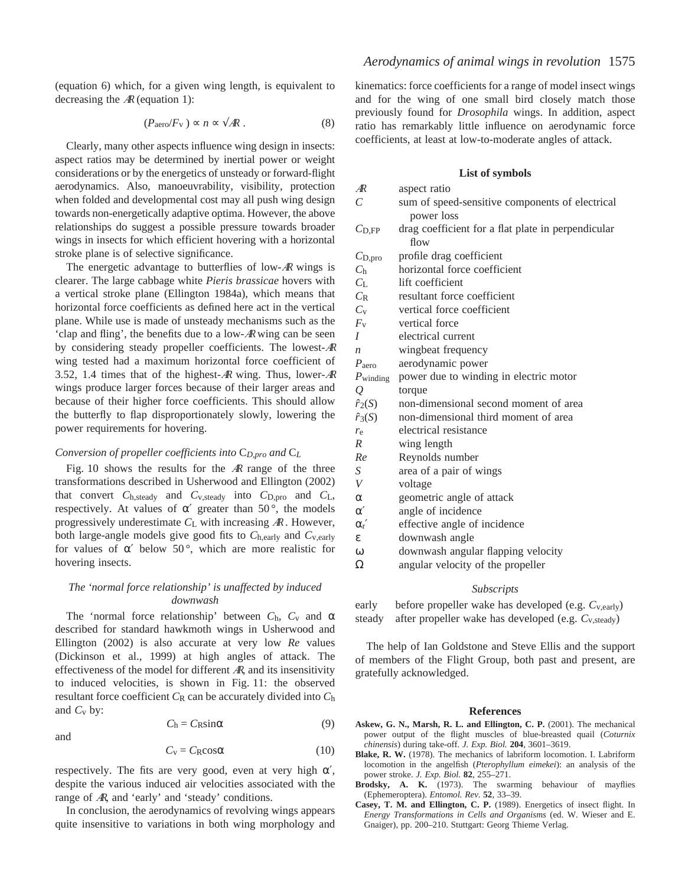(equation 6) which, for a given wing length, is equivalent to decreasing the $\mathcal{R}$ (equation 1):

$$(P_{\text{aero}}/F_{\text{v}}) \propto n \propto \sqrt{\mathcal{R}}\,. \tag{8}$$

Clearly, many other aspects influence wing design in insects: aspect ratios may be determined by inertial power or weight considerations or by the energetics of unsteady or forward-flight aerodynamics. Also, manoeuvrability, visibility, protection when folded and developmental cost may all push wing design towards non-energetically adaptive optima. However, the above relationships do suggest a possible pressure towards broader wings in insects for which efficient hovering with a horizontal stroke plane is of selective significance.

The energetic advantage to butterflies of low-$\mathcal{R}$ wings is clearer. The large cabbage white *Pieris brassicae* hovers with a vertical stroke plane (Ellington 1984a), which means that horizontal force coefficients as defined here act in the vertical plane. While use is made of unsteady mechanisms such as the 'clap and fling', the benefits due to a low-$\mathcal{R}$ wing can be seen by considering steady propeller coefficients. The lowest-$\mathcal{R}$ wing tested had a maximum horizontal force coefficient of 3.52, 1.4 times that of the highest-$\mathcal{R}$ wing. Thus, lower-$\mathcal{R}$ wings produce larger forces because of their larger areas and because of their higher force coefficients. This should allow the butterfly to flap disproportionately slowly, lowering the power requirements for hovering.

### *Conversion of propeller coefficients into* $C_{D,pro}$ *and* $C_L$

Fig. 10 shows the results for the $\mathcal{R}$ range of the three transformations described in Usherwood and Ellington (2002) that convert $C_{\text{h,steady}}$ and $C_{\text{v,steady}}$ into $C_{\text{D,pro}}$ and $C_{\text{L}}$, respectively. At values of $\alpha'$ greater than 50 °, the models progressively underestimate $C_{\text{L}}$ with increasing $\mathcal{R}$. However, both large-angle models give good fits to $C_{\text{h,early}}$ and $C_{\text{v,early}}$ for values of $\alpha'$ below 50 °, which are more realistic for hovering insects.

### *The 'normal force relationship' is unaffected by induced downwash*

The 'normal force relationship' between $C_{\text{h}}$, $C_{\text{v}}$ and $\alpha$ described for standard hawkmoth wings in Usherwood and Ellington (2002) is also accurate at very low *Re* values (Dickinson et al., 1999) at high angles of attack. The effectiveness of the model for different $\mathcal{R}$, and its insensitivity to induced velocities, is shown in Fig. 11: the observed resultant force coefficient $C_{\text{R}}$ can be accurately divided into $C_{\text{h}}$ and $C_{\text{v}}$ by:

$$C_{\text{h}} = C_{\text{R}}\sin\alpha \tag{9}$$

and

$$C_{\text{v}} = C_{\text{R}}\cos\alpha \tag{10}$$

respectively. The fits are very good, even at very high $\alpha'$, despite the various induced air velocities associated with the range of $\mathcal{R}$, and 'early' and 'steady' conditions.

In conclusion, the aerodynamics of revolving wings appears quite insensitive to variations in both wing morphology and kinematics: force coefficients for a range of model insect wings and for the wing of one small bird closely match those previously found for *Drosophila* wings. In addition, aspect ratio has remarkably little influence on aerodynamic force coefficients, at least at low-to-moderate angles of attack.

## List of symbols

| | |
|---|---|
| $\mathcal{R}$ | aspect ratio |
| $C$ | sum of speed-sensitive components of electrical power loss |
| $C_{\text{D,FP}}$ | drag coefficient for a flat plate in perpendicular flow |
| $C_{\text{D,pro}}$ | profile drag coefficient |
| $C_{\text{h}}$ | horizontal force coefficient |
| $C_{\text{L}}$ | lift coefficient |
| $C_{\text{R}}$ | resultant force coefficient |
| $C_{\text{v}}$ | vertical force coefficient |
| $F_{\text{v}}$ | vertical force |
| $I$ | electrical current |
| $n$ | wingbeat frequency |
| $P_{\text{aero}}$ | aerodynamic power |
| $P_{\text{winding}}$ | power due to winding in electric motor |
| $Q$ | torque |
| $\hat{r}_2(S)$ | non-dimensional second moment of area |
| $\hat{r}_3(S)$ | non-dimensional third moment of area |
| $r_{\text{e}}$ | electrical resistance |
| $R$ | wing length |
| $Re$ | Reynolds number |
| $S$ | area of a pair of wings |
| $V$ | voltage |
| $\alpha$ | geometric angle of attack |
| $\alpha'$ | angle of incidence |
| $\alpha_{\text{r}}'$ | effective angle of incidence |
| $\varepsilon$ | downwash angle |
| $\omega$ | downwash angular flapping velocity |
| $\Omega$ | angular velocity of the propeller |

### *Subscripts*

| | |
|---|---|
| early | before propeller wake has developed (e.g. $C_{\text{v,early}}$) |
| steady | after propeller wake has developed (e.g. $C_{\text{v,steady}}$) |

The help of Ian Goldstone and Steve Ellis and the support of members of the Flight Group, both past and present, are gratefully acknowledged.

## References

**Askew, G. N., Marsh, R. L. and Ellington, C. P.** (2001). The mechanical power output of the flight muscles of blue-breasted quail (*Coturnix chinensis*) during take-off. *J. Exp. Biol.* **204**, 3601–3619.

**Blake, R. W.** (1978). The mechanics of labriform locomotion. I. Labriform locomotion in the angelfish (*Pterophyllum eimekei*): an analysis of the power stroke. *J. Exp. Biol.* **82**, 255–271.

**Brodsky, A. K.** (1973). The swarming behaviour of mayflies (Ephemeroptera). *Entomol. Rev.* **52**, 33–39.

**Casey, T. M. and Ellington, C. P.** (1989). Energetics of insect flight. In *Energy Transformations in Cells and Organisms* (ed. W. Wieser and E. Gnaiger), pp. 200–210. Stuttgart: Georg Thieme Verlag.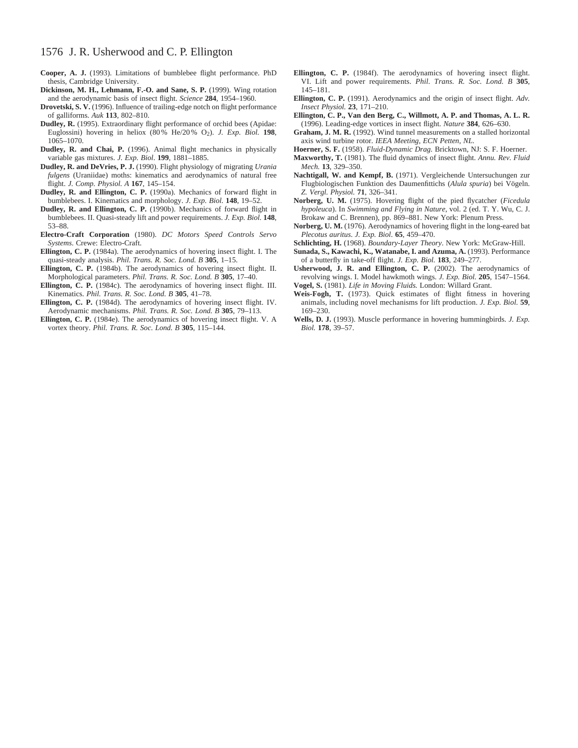**Cooper, A. J.** (1993). Limitations of bumblebee flight performance. PhD thesis, Cambridge University.

**Dickinson, M. H., Lehmann, F.-O. and Sane, S. P.** (1999). Wing rotation and the aerodynamic basis of insect flight. *Science* **284**, 1954–1960.

**Drovetski, S. V.** (1996). Influence of trailing-edge notch on flight performance of galliforms. *Auk* **113**, 802–810.

**Dudley, R.** (1995). Extraordinary flight performance of orchid bees (Apidae: Euglossini) hovering in heliox (80% He/20% $O_2$). *J. Exp. Biol.* **198**, 1065–1070.

**Dudley, R. and Chai, P.** (1996). Animal flight mechanics in physically variable gas mixtures. *J. Exp. Biol.* **199**, 1881–1885.

**Dudley, R. and DeVries, P. J.** (1990). Flight physiology of migrating *Urania fulgens* (Uraniidae) moths: kinematics and aerodynamics of natural free flight. *J. Comp. Physiol. A* **167**, 145–154.

**Dudley, R. and Ellington, C. P.** (1990a). Mechanics of forward flight in bumblebees. I. Kinematics and morphology. *J. Exp. Biol.* **148**, 19–52.

**Dudley, R. and Ellington, C. P.** (1990b). Mechanics of forward flight in bumblebees. II. Quasi-steady lift and power requirements. *J. Exp. Biol.* **148**, 53–88.

**Electro-Craft Corporation** (1980). *DC Motors Speed Controls Servo Systems.* Crewe: Electro-Craft.

**Ellington, C. P.** (1984a). The aerodynamics of hovering insect flight. I. The quasi-steady analysis. *Phil. Trans. R. Soc. Lond. B* **305**, 1–15.

**Ellington, C. P.** (1984b). The aerodynamics of hovering insect flight. II. Morphological parameters. *Phil. Trans. R. Soc. Lond. B* **305**, 17–40.

**Ellington, C. P.** (1984c). The aerodynamics of hovering insect flight. III. Kinematics. *Phil. Trans. R. Soc. Lond. B* **305**, 41–78.

**Ellington, C. P.** (1984d). The aerodynamics of hovering insect flight. IV. Aerodynamic mechanisms. *Phil. Trans. R. Soc. Lond. B* **305**, 79–113.

**Ellington, C. P.** (1984e). The aerodynamics of hovering insect flight. V. A vortex theory. *Phil. Trans. R. Soc. Lond. B* **305**, 115–144.

**Ellington, C. P.** (1984f). The aerodynamics of hovering insect flight. VI. Lift and power requirements. *Phil. Trans. R. Soc. Lond. B* **305**, 145–181.

**Ellington, C. P.** (1991). Aerodynamics and the origin of insect flight. *Adv. Insect Physiol.* **23**, 171–210.

**Ellington, C. P., Van den Berg, C., Willmott, A. P. and Thomas, A. L. R.** (1996). Leading-edge vortices in insect flight. *Nature* **384**, 626–630.

**Graham, J. M. R.** (1992). Wind tunnel measurements on a stalled horizontal axis wind turbine rotor. *IEEA Meeting, ECN Petten, NL.*

**Hoerner, S. F.** (1958). *Fluid-Dynamic Drag.* Bricktown, NJ: S. F. Hoerner.

**Maxworthy, T.** (1981). The fluid dynamics of insect flight. *Annu. Rev. Fluid Mech.* **13**, 329–350.

**Nachtigall, W. and Kempf, B.** (1971). Vergleichende Untersuchungen zur Flugbiologischen Funktion des Daumenfittichs (*Alula spuria*) bei Vögeln. *Z. Vergl. Physiol.* **71**, 326–341.

**Norberg, U. M.** (1975). Hovering flight of the pied flycatcher (*Ficedula hypoleuca*). In *Swimming and Flying in Nature*, vol. 2 (ed. T. Y. Wu, C. J. Brokaw and C. Brennen), pp. 869–881. New York: Plenum Press.

**Norberg, U. M.** (1976). Aerodynamics of hovering flight in the long-eared bat *Plecotus auritus. J. Exp. Biol.* **65**, 459–470.

**Schlichting, H.** (1968). *Boundary-Layer Theory*. New York: McGraw-Hill.

**Sunada, S., Kawachi, K., Watanabe, I. and Azuma, A.** (1993). Performance of a butterfly in take-off flight. *J. Exp. Biol.* **183**, 249–277.

**Usherwood, J. R. and Ellington, C. P.** (2002). The aerodynamics of revolving wings. I. Model hawkmoth wings. *J. Exp. Biol.* **205**, 1547–1564.

**Vogel, S.** (1981). *Life in Moving Fluids.* London: Willard Grant.

**Weis-Fogh, T.** (1973). Quick estimates of flight fitness in hovering animals, including novel mechanisms for lift production. *J. Exp. Biol.* **59**, 169–230.

**Wells, D. J.** (1993). Muscle performance in hovering hummingbirds. *J. Exp. Biol.* **178**, 39–57.